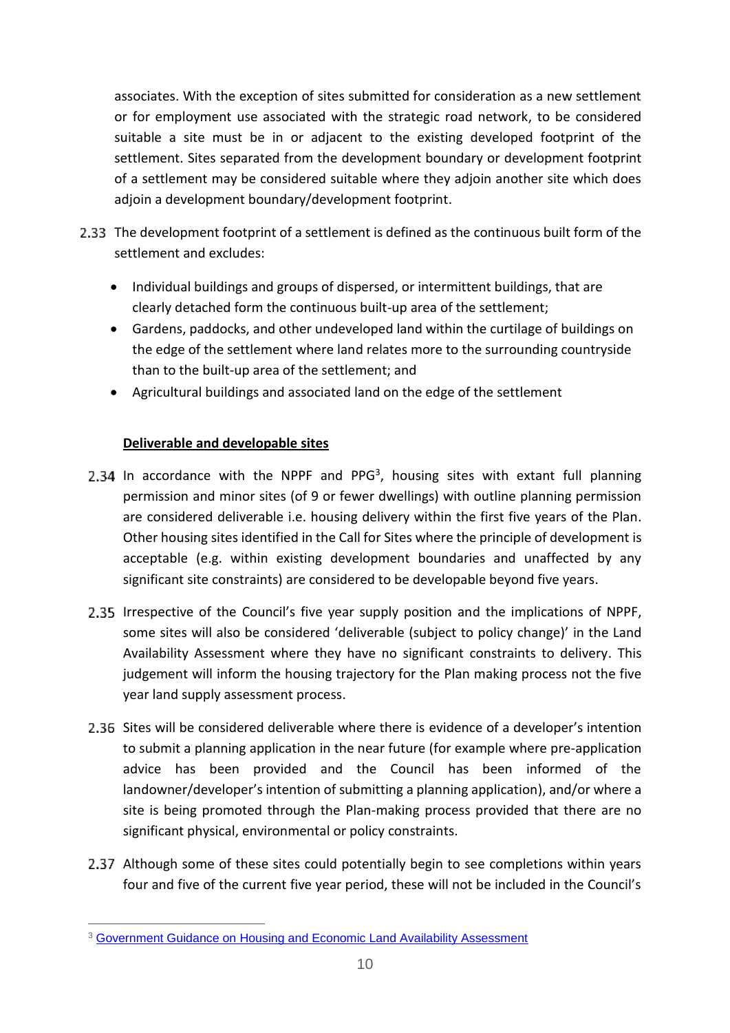associates. With the exception of sites submitted for consideration as a new settlement or for employment use associated with the strategic road network, to be considered suitable a site must be in or adjacent to the existing developed footprint of the settlement. Sites separated from the development boundary or development footprint of a settlement may be considered suitable where they adjoin another site which does adjoin a development boundary/development footprint.

2.33 The development footprint of a settlement is defined as the continuous built form of the settlement and excludes:

- Individual buildings and groups of dispersed, or intermittent buildings, that are clearly detached form the continuous built-up area of the settlement;
- Gardens, paddocks, and other undeveloped land within the curtilage of buildings on the edge of the settlement where land relates more to the surrounding countryside than to the built-up area of the settlement; and
- Agricultural buildings and associated land on the edge of the settlement

**Deliverable and developable sites**

2.34 In accordance with the NPPF and PPG[3], housing sites with extant full planning permission and minor sites (of 9 or fewer dwellings) with outline planning permission are considered deliverable i.e. housing delivery within the first five years of the Plan. Other housing sites identified in the Call for Sites where the principle of development is acceptable (e.g. within existing development boundaries and unaffected by any significant site constraints) are considered to be developable beyond five years.

2.35 Irrespective of the Council's five year supply position and the implications of NPPF, some sites will also be considered 'deliverable (subject to policy change)' in the Land Availability Assessment where they have no significant constraints to delivery. This judgement will inform the housing trajectory for the Plan making process not the five year land supply assessment process.

2.36 Sites will be considered deliverable where there is evidence of a developer's intention to submit a planning application in the near future (for example where pre-application advice has been provided and the Council has been informed of the landowner/developer's intention of submitting a planning application), and/or where a site is being promoted through the Plan-making process provided that there are no significant physical, environmental or policy constraints.

2.37 Although some of these sites could potentially begin to see completions within years four and five of the current five year period, these will not be included in the Council's

[3] Government Guidance on Housing and Economic Land Availability Assessment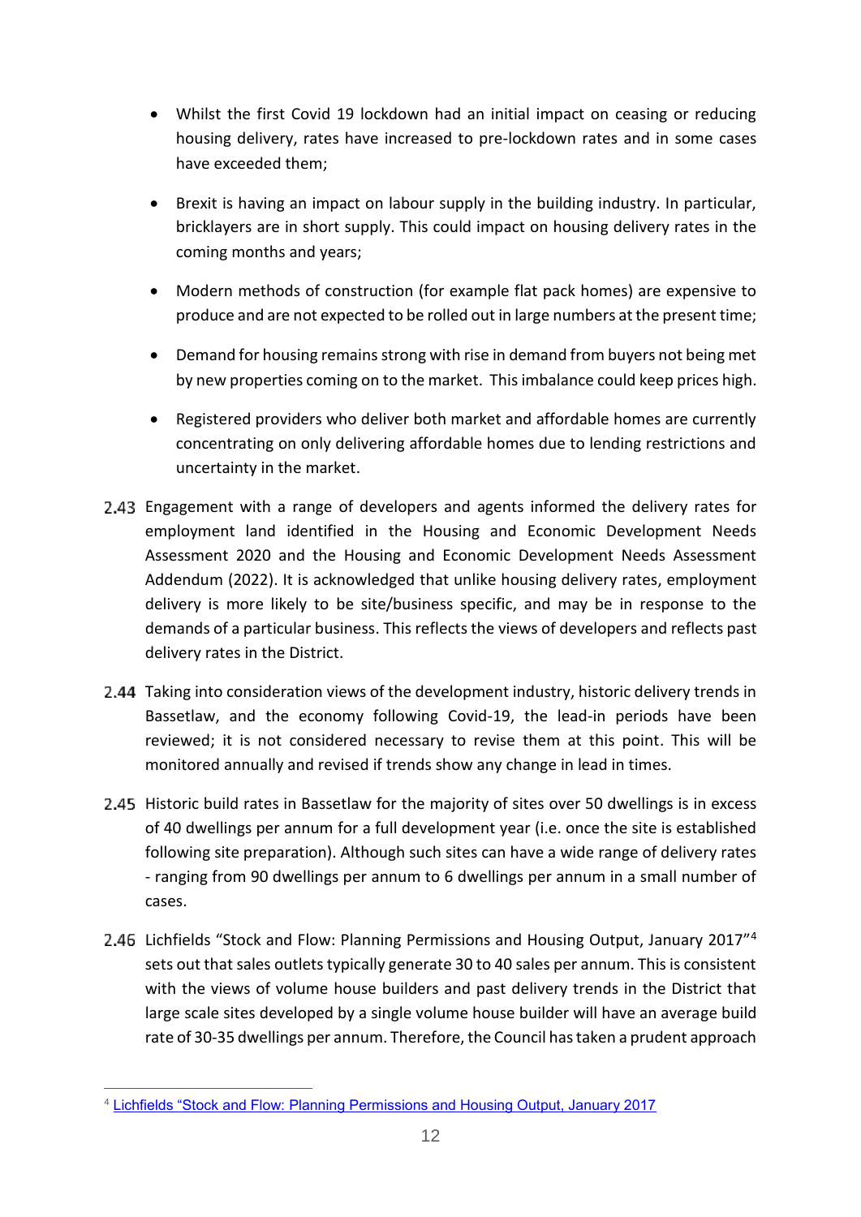- Whilst the first Covid 19 lockdown had an initial impact on ceasing or reducing housing delivery, rates have increased to pre-lockdown rates and in some cases have exceeded them;

- Brexit is having an impact on labour supply in the building industry. In particular, bricklayers are in short supply. This could impact on housing delivery rates in the coming months and years;

- Modern methods of construction (for example flat pack homes) are expensive to produce and are not expected to be rolled out in large numbers at the present time;

- Demand for housing remains strong with rise in demand from buyers not being met by new properties coming on to the market. This imbalance could keep prices high.

- Registered providers who deliver both market and affordable homes are currently concentrating on only delivering affordable homes due to lending restrictions and uncertainty in the market.

2.43 Engagement with a range of developers and agents informed the delivery rates for employment land identified in the Housing and Economic Development Needs Assessment 2020 and the Housing and Economic Development Needs Assessment Addendum (2022). It is acknowledged that unlike housing delivery rates, employment delivery is more likely to be site/business specific, and may be in response to the demands of a particular business. This reflects the views of developers and reflects past delivery rates in the District.

2.44 Taking into consideration views of the development industry, historic delivery trends in Bassetlaw, and the economy following Covid-19, the lead-in periods have been reviewed; it is not considered necessary to revise them at this point. This will be monitored annually and revised if trends show any change in lead in times.

2.45 Historic build rates in Bassetlaw for the majority of sites over 50 dwellings is in excess of 40 dwellings per annum for a full development year (i.e. once the site is established following site preparation). Although such sites can have a wide range of delivery rates - ranging from 90 dwellings per annum to 6 dwellings per annum in a small number of cases.

2.46 Lichfields "Stock and Flow: Planning Permissions and Housing Output, January 2017"[4] sets out that sales outlets typically generate 30 to 40 sales per annum. This is consistent with the views of volume house builders and past delivery trends in the District that large scale sites developed by a single volume house builder will have an average build rate of 30-35 dwellings per annum. Therefore, the Council has taken a prudent approach

[4] Lichfields "Stock and Flow: Planning Permissions and Housing Output, January 2017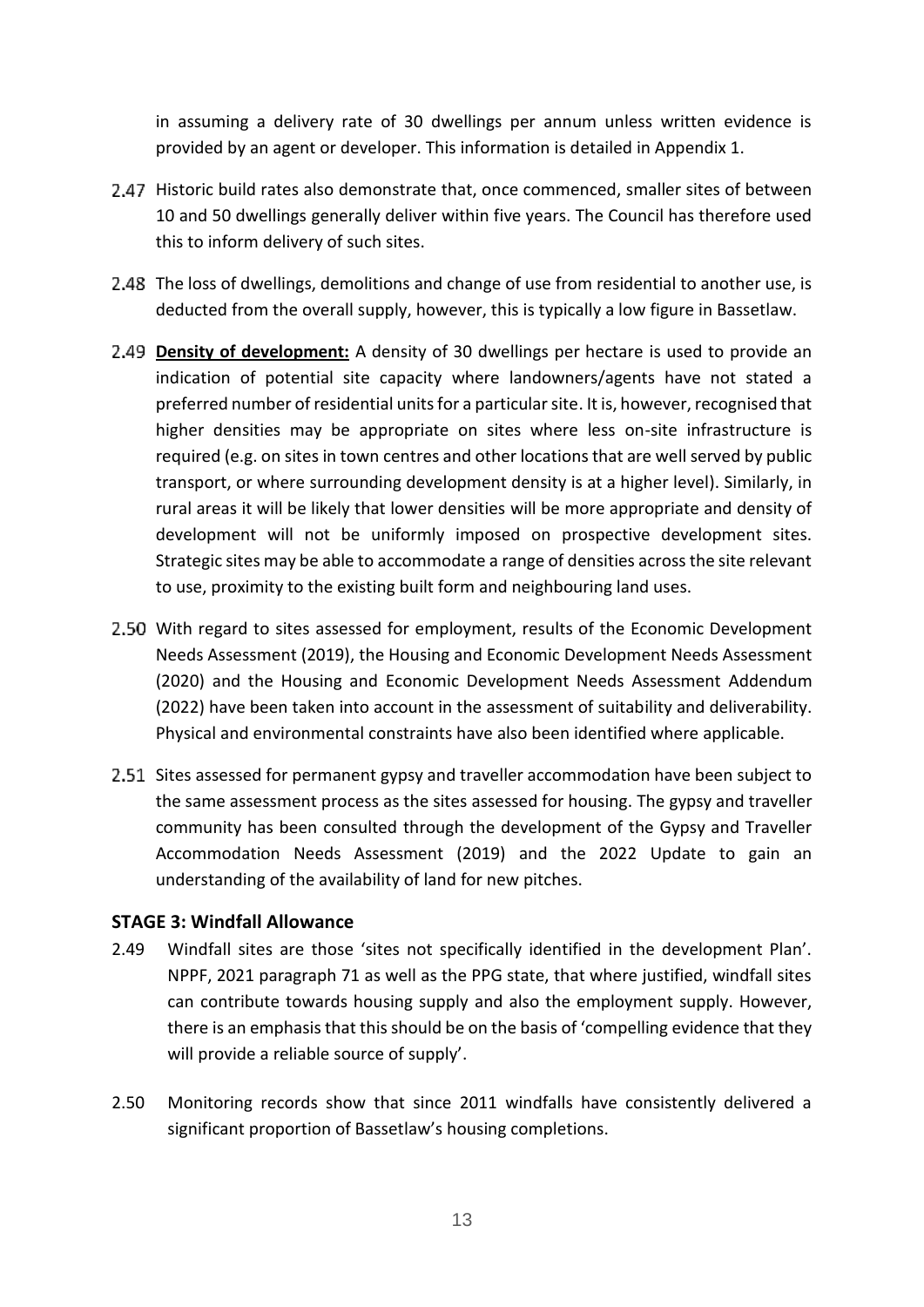in assuming a delivery rate of 30 dwellings per annum unless written evidence is provided by an agent or developer. This information is detailed in Appendix 1.

2.47 Historic build rates also demonstrate that, once commenced, smaller sites of between 10 and 50 dwellings generally deliver within five years. The Council has therefore used this to inform delivery of such sites.

2.48 The loss of dwellings, demolitions and change of use from residential to another use, is deducted from the overall supply, however, this is typically a low figure in Bassetlaw.

2.49 **Density of development:** A density of 30 dwellings per hectare is used to provide an indication of potential site capacity where landowners/agents have not stated a preferred number of residential units for a particular site. It is, however, recognised that higher densities may be appropriate on sites where less on-site infrastructure is required (e.g. on sites in town centres and other locations that are well served by public transport, or where surrounding development density is at a higher level). Similarly, in rural areas it will be likely that lower densities will be more appropriate and density of development will not be uniformly imposed on prospective development sites. Strategic sites may be able to accommodate a range of densities across the site relevant to use, proximity to the existing built form and neighbouring land uses.

2.50 With regard to sites assessed for employment, results of the Economic Development Needs Assessment (2019), the Housing and Economic Development Needs Assessment (2020) and the Housing and Economic Development Needs Assessment Addendum (2022) have been taken into account in the assessment of suitability and deliverability. Physical and environmental constraints have also been identified where applicable.

2.51 Sites assessed for permanent gypsy and traveller accommodation have been subject to the same assessment process as the sites assessed for housing. The gypsy and traveller community has been consulted through the development of the Gypsy and Traveller Accommodation Needs Assessment (2019) and the 2022 Update to gain an understanding of the availability of land for new pitches.

### STAGE 3: Windfall Allowance

2.49 Windfall sites are those 'sites not specifically identified in the development Plan'. NPPF, 2021 paragraph 71 as well as the PPG state, that where justified, windfall sites can contribute towards housing supply and also the employment supply. However, there is an emphasis that this should be on the basis of 'compelling evidence that they will provide a reliable source of supply'.

2.50 Monitoring records show that since 2011 windfalls have consistently delivered a significant proportion of Bassetlaw's housing completions.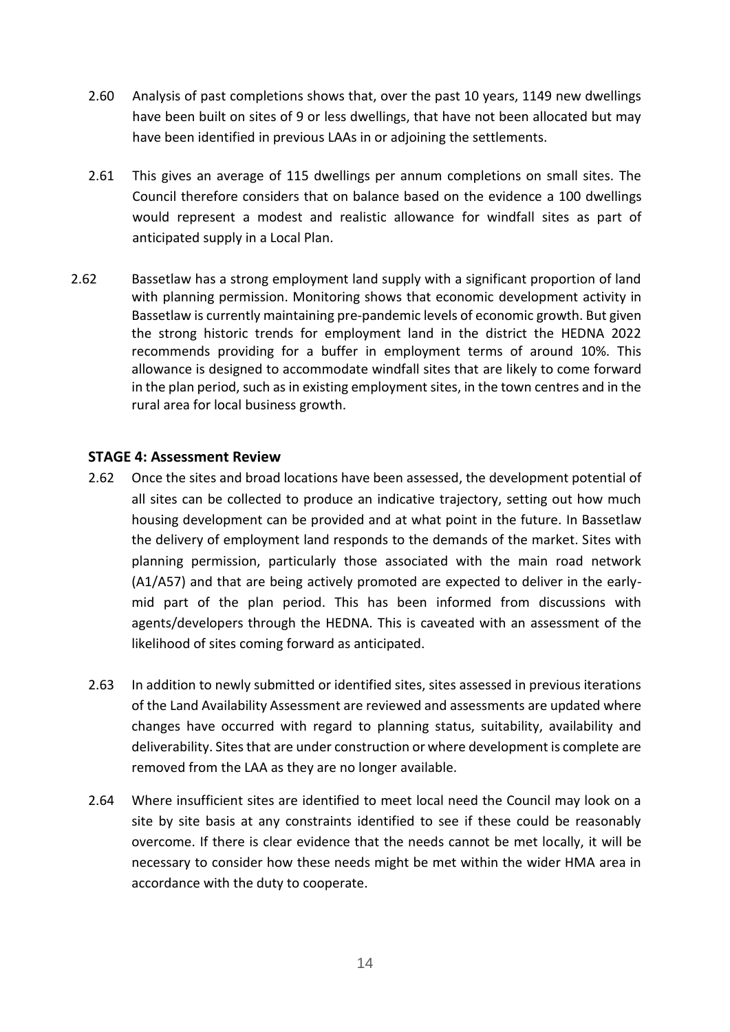2.60 Analysis of past completions shows that, over the past 10 years, 1149 new dwellings have been built on sites of 9 or less dwellings, that have not been allocated but may have been identified in previous LAAs in or adjoining the settlements.

2.61 This gives an average of 115 dwellings per annum completions on small sites. The Council therefore considers that on balance based on the evidence a 100 dwellings would represent a modest and realistic allowance for windfall sites as part of anticipated supply in a Local Plan.

2.62 Bassetlaw has a strong employment land supply with a significant proportion of land with planning permission. Monitoring shows that economic development activity in Bassetlaw is currently maintaining pre-pandemic levels of economic growth. But given the strong historic trends for employment land in the district the HEDNA 2022 recommends providing for a buffer in employment terms of around 10%. This allowance is designed to accommodate windfall sites that are likely to come forward in the plan period, such as in existing employment sites, in the town centres and in the rural area for local business growth.

### STAGE 4: Assessment Review

2.62 Once the sites and broad locations have been assessed, the development potential of all sites can be collected to produce an indicative trajectory, setting out how much housing development can be provided and at what point in the future. In Bassetlaw the delivery of employment land responds to the demands of the market. Sites with planning permission, particularly those associated with the main road network (A1/A57) and that are being actively promoted are expected to deliver in the early-mid part of the plan period. This has been informed from discussions with agents/developers through the HEDNA. This is caveated with an assessment of the likelihood of sites coming forward as anticipated.

2.63 In addition to newly submitted or identified sites, sites assessed in previous iterations of the Land Availability Assessment are reviewed and assessments are updated where changes have occurred with regard to planning status, suitability, availability and deliverability. Sites that are under construction or where development is complete are removed from the LAA as they are no longer available.

2.64 Where insufficient sites are identified to meet local need the Council may look on a site by site basis at any constraints identified to see if these could be reasonably overcome. If there is clear evidence that the needs cannot be met locally, it will be necessary to consider how these needs might be met within the wider HMA area in accordance with the duty to cooperate.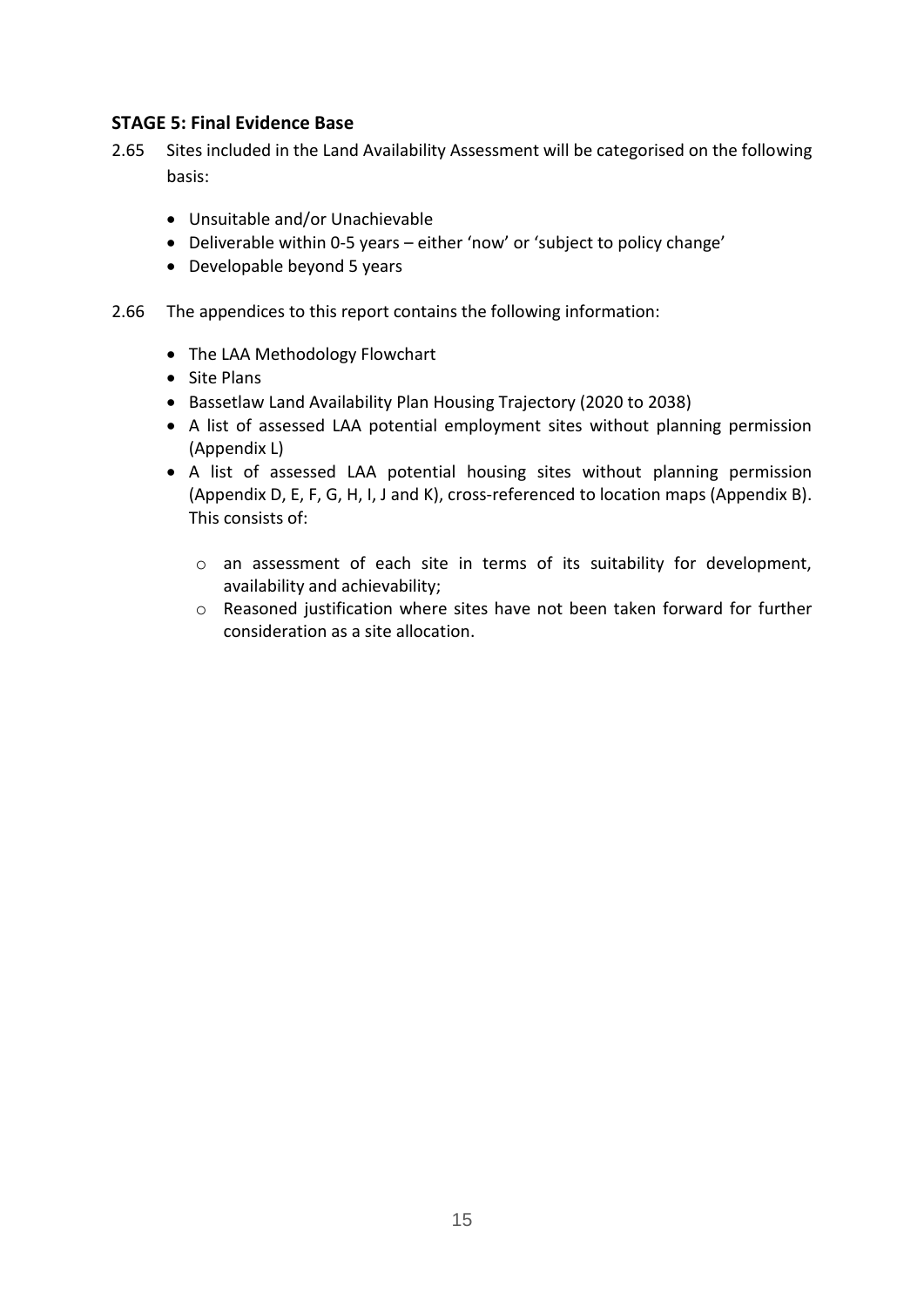### STAGE 5: Final Evidence Base

2.65 Sites included in the Land Availability Assessment will be categorised on the following basis:

- Unsuitable and/or Unachievable
- Deliverable within 0-5 years – either 'now' or 'subject to policy change'
- Developable beyond 5 years

2.66 The appendices to this report contains the following information:

- The LAA Methodology Flowchart
- Site Plans
- Bassetlaw Land Availability Plan Housing Trajectory (2020 to 2038)
- A list of assessed LAA potential employment sites without planning permission (Appendix L)
- A list of assessed LAA potential housing sites without planning permission (Appendix D, E, F, G, H, I, J and K), cross-referenced to location maps (Appendix B). This consists of:
    - an assessment of each site in terms of its suitability for development, availability and achievability;
    - Reasoned justification where sites have not been taken forward for further consideration as a site allocation.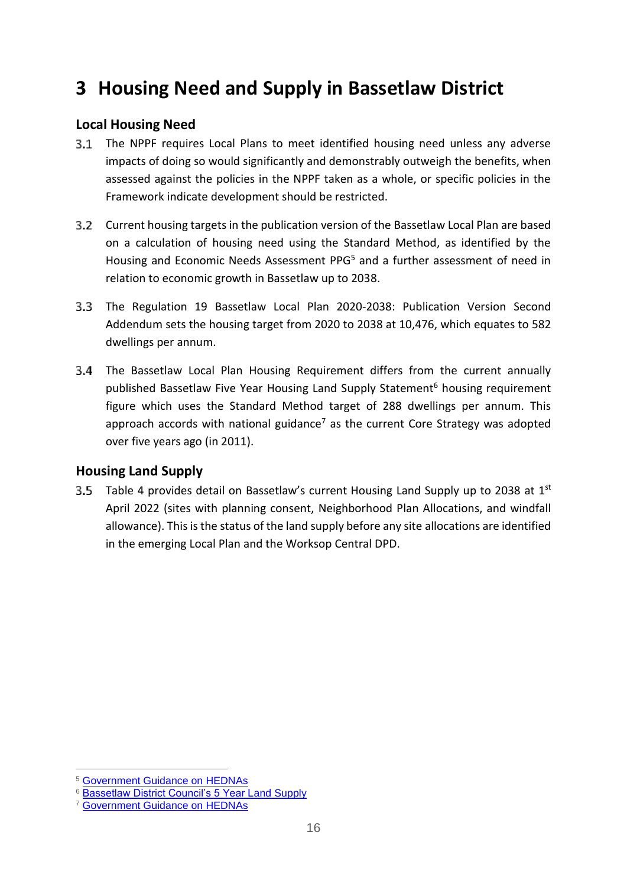# 3 Housing Need and Supply in Bassetlaw District

## Local Housing Need

3.1 The NPPF requires Local Plans to meet identified housing need unless any adverse impacts of doing so would significantly and demonstrably outweigh the benefits, when assessed against the policies in the NPPF taken as a whole, or specific policies in the Framework indicate development should be restricted.

3.2 Current housing targets in the publication version of the Bassetlaw Local Plan are based on a calculation of housing need using the Standard Method, as identified by the Housing and Economic Needs Assessment PPG[5] and a further assessment of need in relation to economic growth in Bassetlaw up to 2038.

3.3 The Regulation 19 Bassetlaw Local Plan 2020-2038: Publication Version Second Addendum sets the housing target from 2020 to 2038 at 10,476, which equates to 582 dwellings per annum.

3.4 The Bassetlaw Local Plan Housing Requirement differs from the current annually published Bassetlaw Five Year Housing Land Supply Statement[6] housing requirement figure which uses the Standard Method target of 288 dwellings per annum. This approach accords with national guidance[7] as the current Core Strategy was adopted over five years ago (in 2011).

## Housing Land Supply

3.5 Table 4 provides detail on Bassetlaw's current Housing Land Supply up to 2038 at 1st April 2022 (sites with planning consent, Neighborhood Plan Allocations, and windfall allowance). This is the status of the land supply before any site allocations are identified in the emerging Local Plan and the Worksop Central DPD.

---

[5] Government Guidance on HEDNAs

[6] Bassetlaw District Council's 5 Year Land Supply

[7] Government Guidance on HEDNAs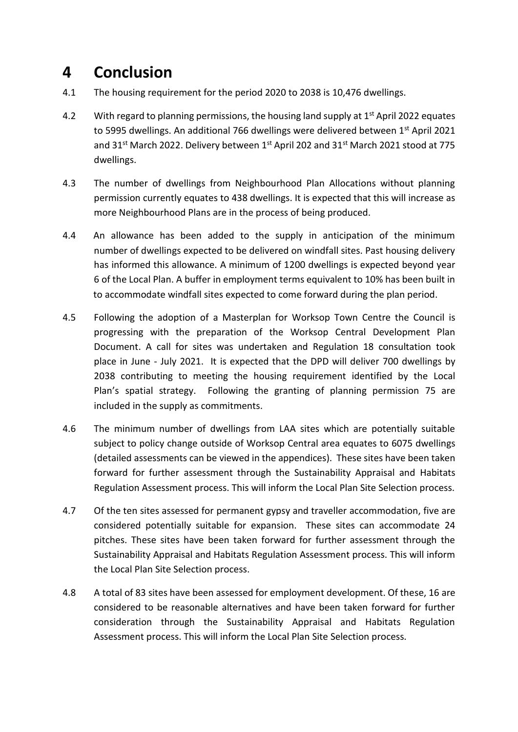# 4 Conclusion

4.1 The housing requirement for the period 2020 to 2038 is 10,476 dwellings.

4.2 With regard to planning permissions, the housing land supply at 1st April 2022 equates to 5995 dwellings. An additional 766 dwellings were delivered between 1st April 2021 and 31st March 2022. Delivery between 1st April 202 and 31st March 2021 stood at 775 dwellings.

4.3 The number of dwellings from Neighbourhood Plan Allocations without planning permission currently equates to 438 dwellings. It is expected that this will increase as more Neighbourhood Plans are in the process of being produced.

4.4 An allowance has been added to the supply in anticipation of the minimum number of dwellings expected to be delivered on windfall sites. Past housing delivery has informed this allowance. A minimum of 1200 dwellings is expected beyond year 6 of the Local Plan. A buffer in employment terms equivalent to 10% has been built in to accommodate windfall sites expected to come forward during the plan period.

4.5 Following the adoption of a Masterplan for Worksop Town Centre the Council is progressing with the preparation of the Worksop Central Development Plan Document. A call for sites was undertaken and Regulation 18 consultation took place in June - July 2021. It is expected that the DPD will deliver 700 dwellings by 2038 contributing to meeting the housing requirement identified by the Local Plan's spatial strategy. Following the granting of planning permission 75 are included in the supply as commitments.

4.6 The minimum number of dwellings from LAA sites which are potentially suitable subject to policy change outside of Worksop Central area equates to 6075 dwellings (detailed assessments can be viewed in the appendices). These sites have been taken forward for further assessment through the Sustainability Appraisal and Habitats Regulation Assessment process. This will inform the Local Plan Site Selection process.

4.7 Of the ten sites assessed for permanent gypsy and traveller accommodation, five are considered potentially suitable for expansion. These sites can accommodate 24 pitches. These sites have been taken forward for further assessment through the Sustainability Appraisal and Habitats Regulation Assessment process. This will inform the Local Plan Site Selection process.

4.8 A total of 83 sites have been assessed for employment development. Of these, 16 are considered to be reasonable alternatives and have been taken forward for further consideration through the Sustainability Appraisal and Habitats Regulation Assessment process. This will inform the Local Plan Site Selection process.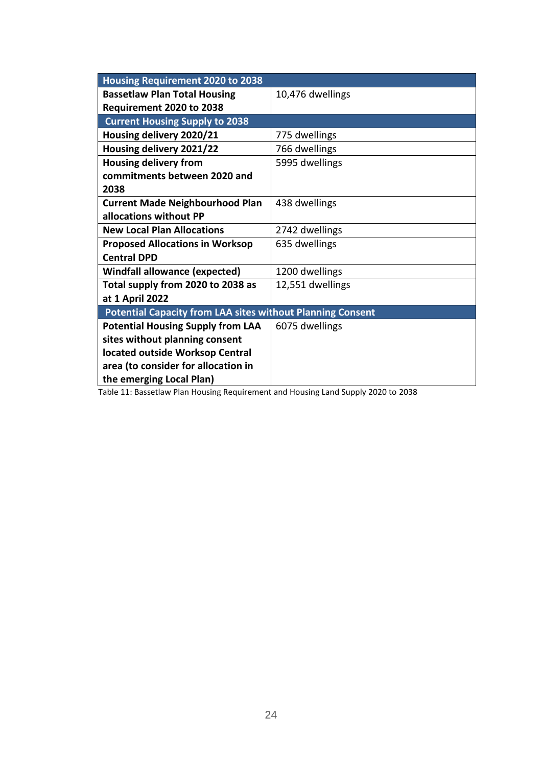| Housing Requirement 2020 to 2038 | |
|---|---|
| **Bassetlaw Plan Total Housing Requirement 2020 to 2038** | 10,476 dwellings |
| **Current Housing Supply to 2038** | |
| **Housing delivery 2020/21** | 775 dwellings |
| **Housing delivery 2021/22** | 766 dwellings |
| **Housing delivery from commitments between 2020 and 2038** | 5995 dwellings |
| **Current Made Neighbourhood Plan allocations without PP** | 438 dwellings |
| **New Local Plan Allocations** | 2742 dwellings |
| **Proposed Allocations in Worksop Central DPD** | 635 dwellings |
| **Windfall allowance (expected)** | 1200 dwellings |
| **Total supply from 2020 to 2038 as at 1 April 2022** | 12,551 dwellings |
| **Potential Capacity from LAA sites without Planning Consent** | |
| **Potential Housing Supply from LAA sites without planning consent located outside Worksop Central area (to consider for allocation in the emerging Local Plan)** | 6075 dwellings |

Table 11: Bassetlaw Plan Housing Requirement and Housing Land Supply 2020 to 2038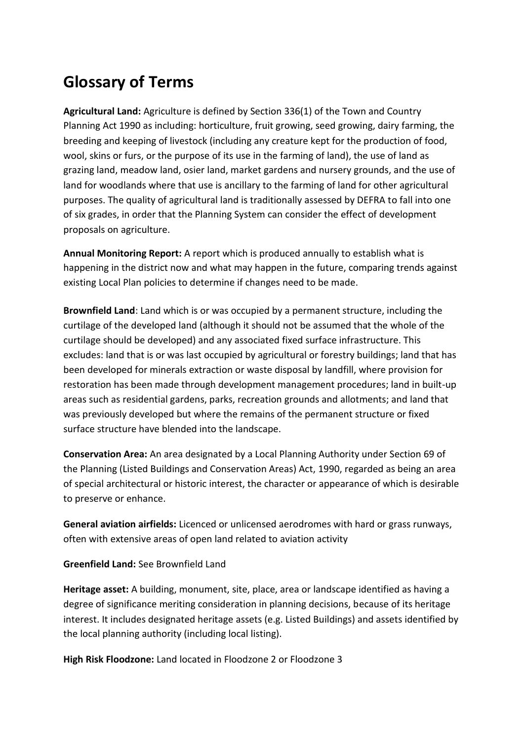# Glossary of Terms

**Agricultural Land:** Agriculture is defined by Section 336(1) of the Town and Country Planning Act 1990 as including: horticulture, fruit growing, seed growing, dairy farming, the breeding and keeping of livestock (including any creature kept for the production of food, wool, skins or furs, or the purpose of its use in the farming of land), the use of land as grazing land, meadow land, osier land, market gardens and nursery grounds, and the use of land for woodlands where that use is ancillary to the farming of land for other agricultural purposes. The quality of agricultural land is traditionally assessed by DEFRA to fall into one of six grades, in order that the Planning System can consider the effect of development proposals on agriculture.

**Annual Monitoring Report:** A report which is produced annually to establish what is happening in the district now and what may happen in the future, comparing trends against existing Local Plan policies to determine if changes need to be made.

**Brownfield Land**: Land which is or was occupied by a permanent structure, including the curtilage of the developed land (although it should not be assumed that the whole of the curtilage should be developed) and any associated fixed surface infrastructure. This excludes: land that is or was last occupied by agricultural or forestry buildings; land that has been developed for minerals extraction or waste disposal by landfill, where provision for restoration has been made through development management procedures; land in built-up areas such as residential gardens, parks, recreation grounds and allotments; and land that was previously developed but where the remains of the permanent structure or fixed surface structure have blended into the landscape.

**Conservation Area:** An area designated by a Local Planning Authority under Section 69 of the Planning (Listed Buildings and Conservation Areas) Act, 1990, regarded as being an area of special architectural or historic interest, the character or appearance of which is desirable to preserve or enhance.

**General aviation airfields:** Licenced or unlicensed aerodromes with hard or grass runways, often with extensive areas of open land related to aviation activity

**Greenfield Land:** See Brownfield Land

**Heritage asset:** A building, monument, site, place, area or landscape identified as having a degree of significance meriting consideration in planning decisions, because of its heritage interest. It includes designated heritage assets (e.g. Listed Buildings) and assets identified by the local planning authority (including local listing).

**High Risk Floodzone:** Land located in Floodzone 2 or Floodzone 3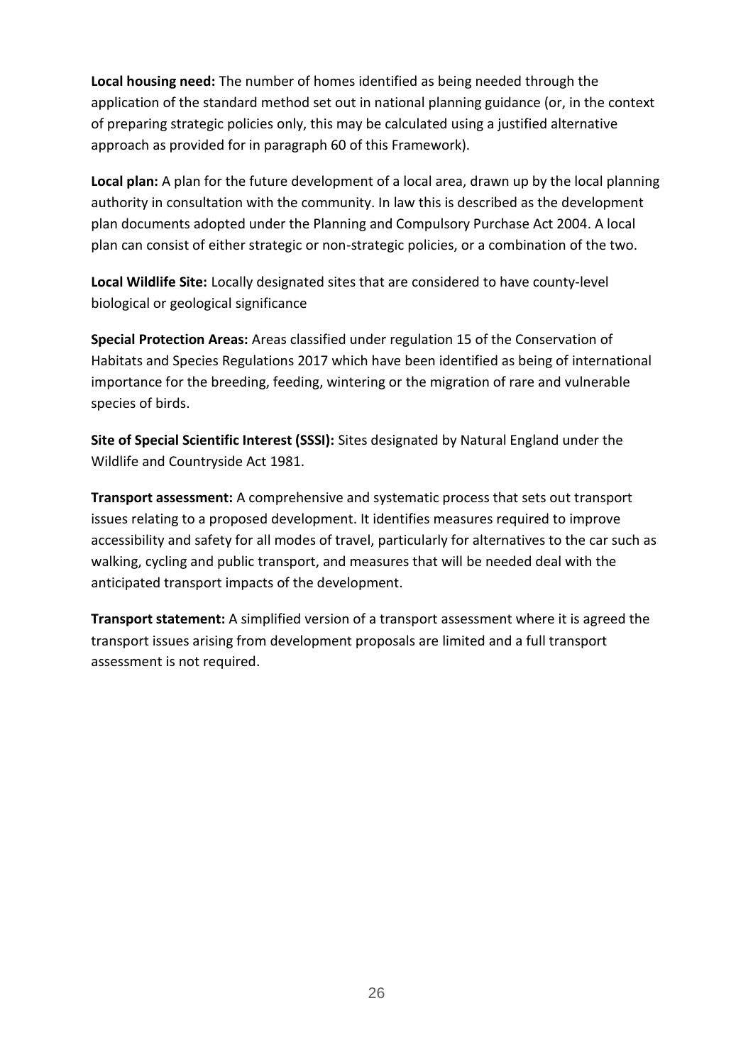**Local housing need:** The number of homes identified as being needed through the application of the standard method set out in national planning guidance (or, in the context of preparing strategic policies only, this may be calculated using a justified alternative approach as provided for in paragraph 60 of this Framework).

**Local plan:** A plan for the future development of a local area, drawn up by the local planning authority in consultation with the community. In law this is described as the development plan documents adopted under the Planning and Compulsory Purchase Act 2004. A local plan can consist of either strategic or non-strategic policies, or a combination of the two.

**Local Wildlife Site:** Locally designated sites that are considered to have county-level biological or geological significance

**Special Protection Areas:** Areas classified under regulation 15 of the Conservation of Habitats and Species Regulations 2017 which have been identified as being of international importance for the breeding, feeding, wintering or the migration of rare and vulnerable species of birds.

**Site of Special Scientific Interest (SSSI):** Sites designated by Natural England under the Wildlife and Countryside Act 1981.

**Transport assessment:** A comprehensive and systematic process that sets out transport issues relating to a proposed development. It identifies measures required to improve accessibility and safety for all modes of travel, particularly for alternatives to the car such as walking, cycling and public transport, and measures that will be needed deal with the anticipated transport impacts of the development.

**Transport statement:** A simplified version of a transport assessment where it is agreed the transport issues arising from development proposals are limited and a full transport assessment is not required.